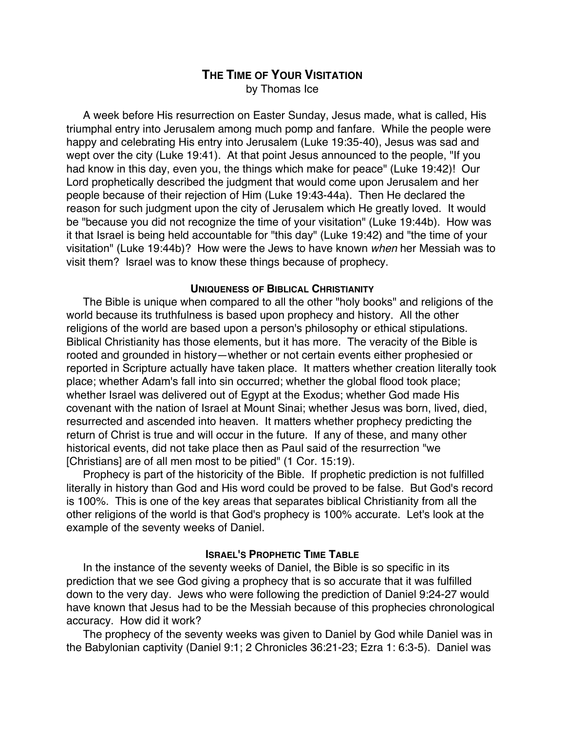# THE TIME OF YOUR VISITATION

by Thomas Ice

A week before His resurrection on Easter Sunday, Jesus made, what is called, His triumphal entry into Jerusalem among much pomp and fanfare. While the people were happy and celebrating His entry into Jerusalem (Luke 19:35-40), Jesus was sad and wept over the city (Luke 19:41). At that point Jesus announced to the people, "If you had know in this day, even you, the things which make for peace" (Luke 19:42)! Our Lord prophetically described the judgment that would come upon Jerusalem and her people because of their rejection of Him (Luke 19:43-44a). Then He declared the reason for such judgment upon the city of Jerusalem which He greatly loved. It would be "because you did not recognize the time of your visitation" (Luke 19:44b). How was it that Israel is being held accountable for "this day" (Luke 19:42) and "the time of your visitation" (Luke 19:44b)? How were the Jews to have known *when* her Messiah was to visit them? Israel was to know these things because of prophecy.

## UNIQUENESS OF BIBLICAL CHRISTIANITY

The Bible is unique when compared to all the other "holy books" and religions of the world because its truthfulness is based upon prophecy and history. All the other religions of the world are based upon a person's philosophy or ethical stipulations. Biblical Christianity has those elements, but it has more. The veracity of the Bible is rooted and grounded in history—whether or not certain events either prophesied or reported in Scripture actually have taken place. It matters whether creation literally took place; whether Adam's fall into sin occurred; whether the global flood took place; whether Israel was delivered out of Egypt at the Exodus; whether God made His covenant with the nation of Israel at Mount Sinai; whether Jesus was born, lived, died, resurrected and ascended into heaven. It matters whether prophecy predicting the return of Christ is true and will occur in the future. If any of these, and many other historical events, did not take place then as Paul said of the resurrection "we [Christians] are of all men most to be pitied" (1 Cor. 15:19).

Prophecy is part of the historicity of the Bible. If prophetic prediction is not fulfilled literally in history than God and His word could be proved to be false. But God's record is 100%. This is one of the key areas that separates biblical Christianity from all the other religions of the world is that God's prophecy is 100% accurate. Let's look at the example of the seventy weeks of Daniel.

## ISRAEL'S PROPHETIC TIME TABLE

In the instance of the seventy weeks of Daniel, the Bible is so specific in its prediction that we see God giving a prophecy that is so accurate that it was fulfilled down to the very day. Jews who were following the prediction of Daniel 9:24-27 would have known that Jesus had to be the Messiah because of this prophecies chronological accuracy. How did it work?

The prophecy of the seventy weeks was given to Daniel by God while Daniel was in the Babylonian captivity (Daniel 9:1; 2 Chronicles 36:21-23; Ezra 1: 6:3-5). Daniel was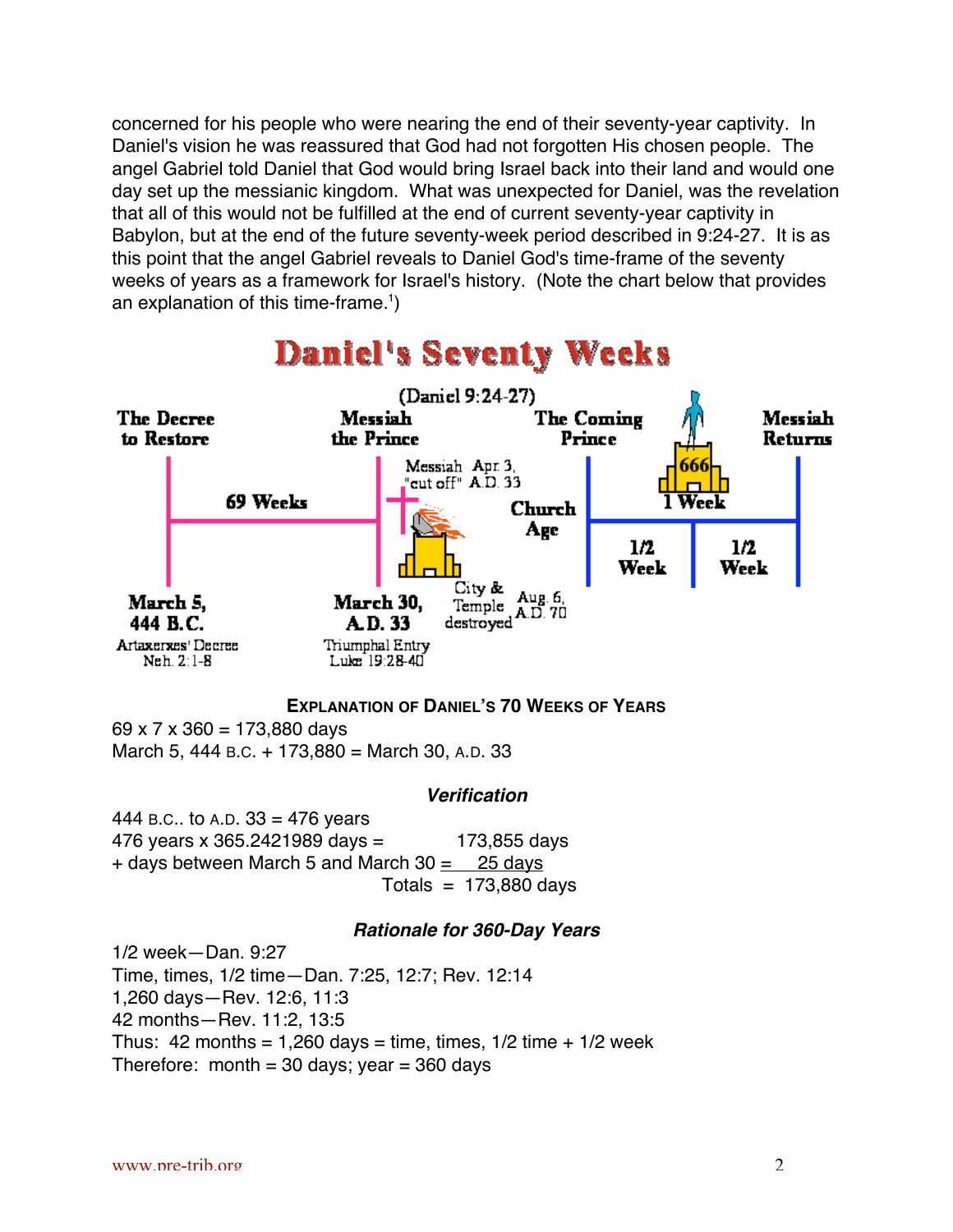concerned for his people who were nearing the end of their seventy-year captivity. In Daniel's vision he was reassured that God had not forgotten His chosen people. The angel Gabriel told Daniel that God would bring Israel back into their land and would one day set up the messianic kingdom. What was unexpected for Daniel, was the revelation that all of this would not be fulfilled at the end of current seventy-year captivity in Babylon, but at the end of the future seventy-week period described in 9:24-27. It is as this point that the angel Gabriel reveals to Daniel God's time-frame of the seventy weeks of years as a framework for Israel's history. (Note the chart below that provides an explanation of this time-frame.[1])

## Daniel's Seventy Weeks

(Daniel 9:24-27)

The Decree to Restore — 69 Weeks — Messiah the Prince — Church Age — The Coming Prince — 1 Week (1/2 Week, 1/2 Week) — Messiah Returns

March 5, 444 B.C. — Artaxerxes' Decree, Neh. 2:1-8

March 30, A.D. 33 — Triumphal Entry, Luke 19:28-40

Messiah "cut off" Apr. 3, A.D. 33

City & Temple destroyed Aug. 6, A.D. 70

666

### Explanation of Daniel's 70 Weeks of Years

69 x 7 x 360 = 173,880 days
March 5, 444 B.C. + 173,880 = March 30, A.D. 33

### *Verification*

444 B.C.. to A.D. 33 = 476 years
476 years x 365.2421989 days = 173,855 days
+ days between March 5 and March 30 = 25 days
Totals = 173,880 days

### *Rationale for 360-Day Years*

1/2 week—Dan. 9:27
Time, times, 1/2 time—Dan. 7:25, 12:7; Rev. 12:14
1,260 days—Rev. 12:6, 11:3
42 months—Rev. 11:2, 13:5
Thus: 42 months = 1,260 days = time, times, 1/2 time + 1/2 week
Therefore: month = 30 days; year = 360 days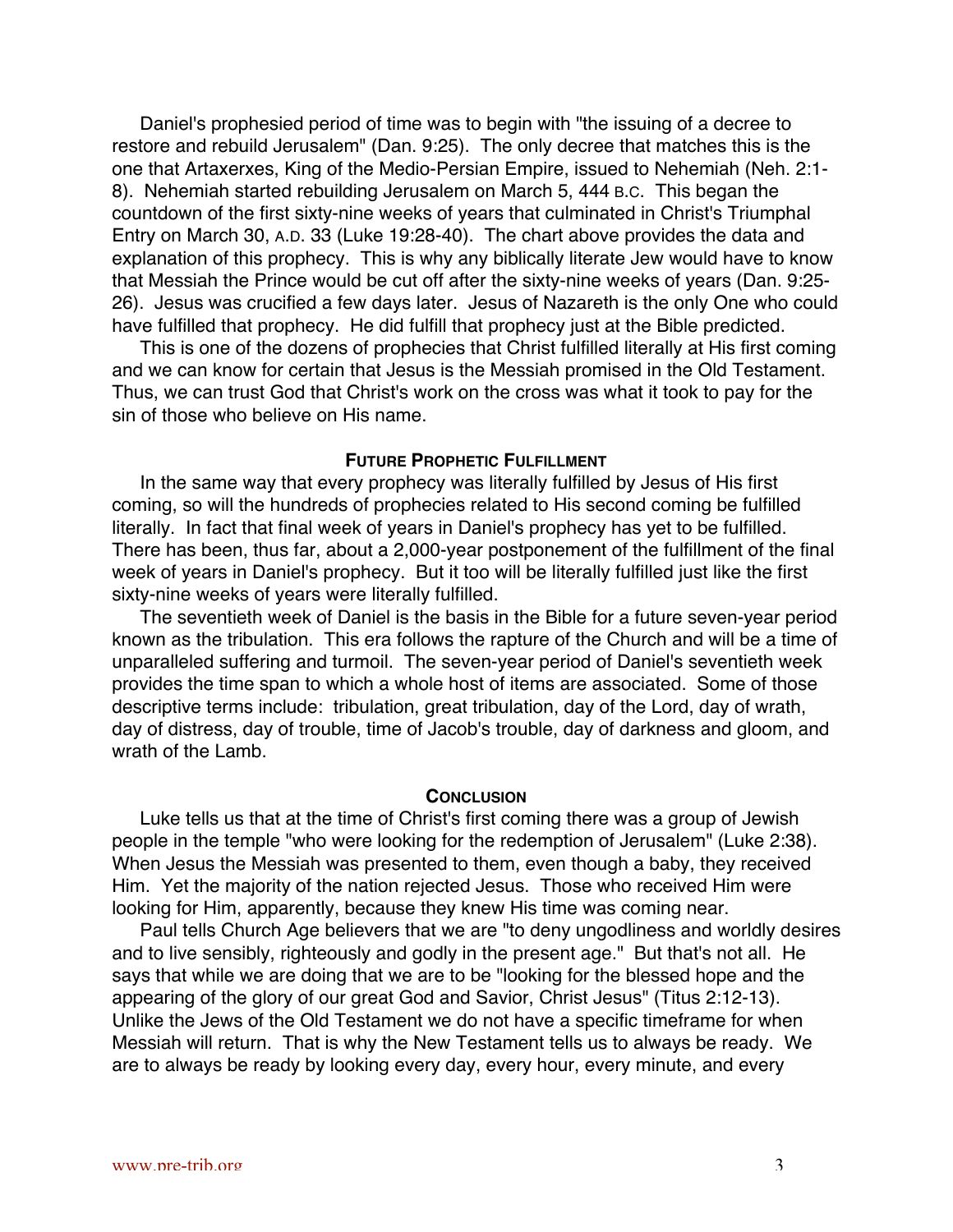Daniel's prophesied period of time was to begin with "the issuing of a decree to restore and rebuild Jerusalem" (Dan. 9:25). The only decree that matches this is the one that Artaxerxes, King of the Medio-Persian Empire, issued to Nehemiah (Neh. 2:1-8). Nehemiah started rebuilding Jerusalem on March 5, 444 B.C. This began the countdown of the first sixty-nine weeks of years that culminated in Christ's Triumphal Entry on March 30, A.D. 33 (Luke 19:28-40). The chart above provides the data and explanation of this prophecy. This is why any biblically literate Jew would have to know that Messiah the Prince would be cut off after the sixty-nine weeks of years (Dan. 9:25-26). Jesus was crucified a few days later. Jesus of Nazareth is the only One who could have fulfilled that prophecy. He did fulfill that prophecy just at the Bible predicted.

This is one of the dozens of prophecies that Christ fulfilled literally at His first coming and we can know for certain that Jesus is the Messiah promised in the Old Testament. Thus, we can trust God that Christ's work on the cross was what it took to pay for the sin of those who believe on His name.

### Future Prophetic Fulfillment

In the same way that every prophecy was literally fulfilled by Jesus of His first coming, so will the hundreds of prophecies related to His second coming be fulfilled literally. In fact that final week of years in Daniel's prophecy has yet to be fulfilled. There has been, thus far, about a 2,000-year postponement of the fulfillment of the final week of years in Daniel's prophecy. But it too will be literally fulfilled just like the first sixty-nine weeks of years were literally fulfilled.

The seventieth week of Daniel is the basis in the Bible for a future seven-year period known as the tribulation. This era follows the rapture of the Church and will be a time of unparalleled suffering and turmoil. The seven-year period of Daniel's seventieth week provides the time span to which a whole host of items are associated. Some of those descriptive terms include: tribulation, great tribulation, day of the Lord, day of wrath, day of distress, day of trouble, time of Jacob's trouble, day of darkness and gloom, and wrath of the Lamb.

### Conclusion

Luke tells us that at the time of Christ's first coming there was a group of Jewish people in the temple "who were looking for the redemption of Jerusalem" (Luke 2:38). When Jesus the Messiah was presented to them, even though a baby, they received Him. Yet the majority of the nation rejected Jesus. Those who received Him were looking for Him, apparently, because they knew His time was coming near.

Paul tells Church Age believers that we are "to deny ungodliness and worldly desires and to live sensibly, righteously and godly in the present age." But that's not all. He says that while we are doing that we are to be "looking for the blessed hope and the appearing of the glory of our great God and Savior, Christ Jesus" (Titus 2:12-13). Unlike the Jews of the Old Testament we do not have a specific timeframe for when Messiah will return. That is why the New Testament tells us to always be ready. We are to always be ready by looking every day, every hour, every minute, and every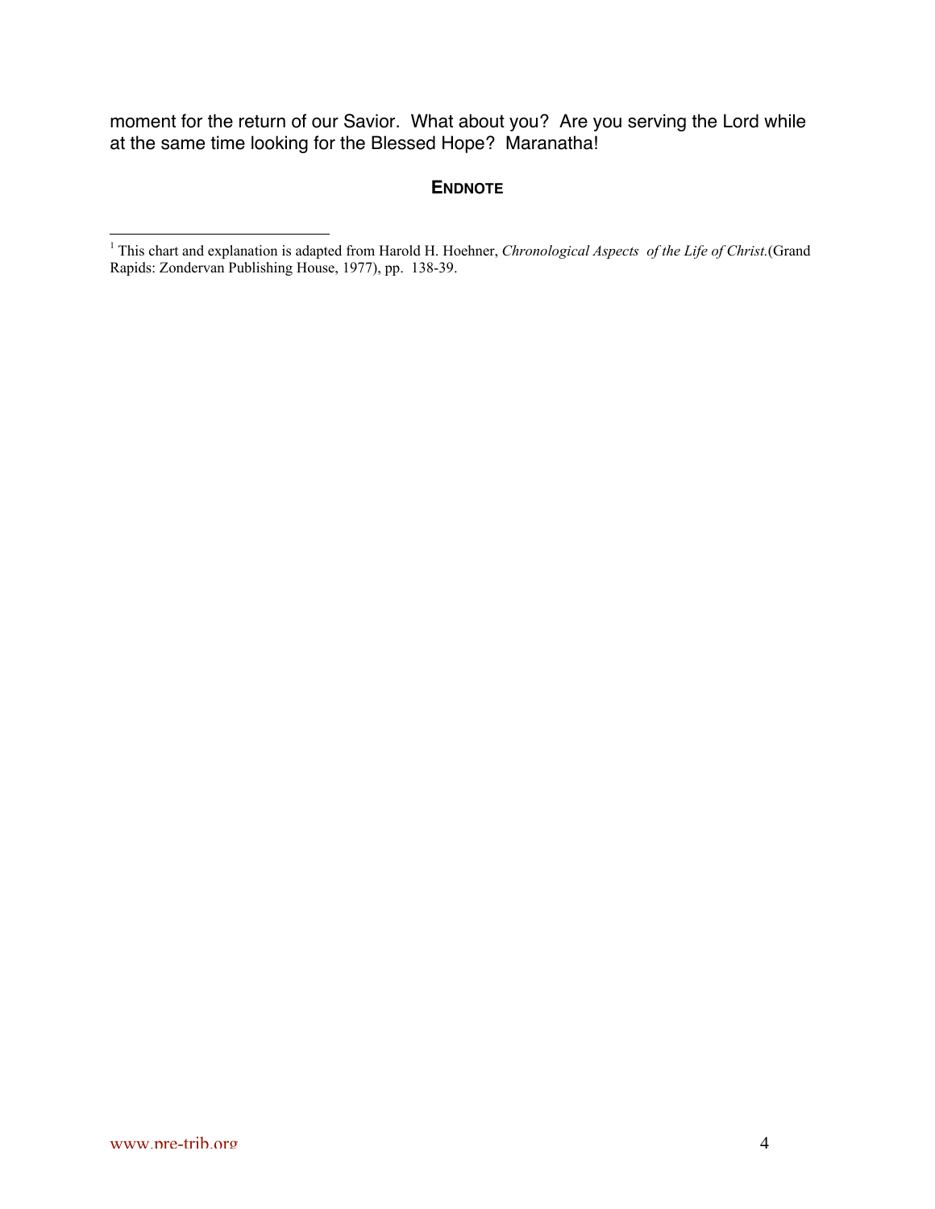moment for the return of our Savior. What about you? Are you serving the Lord while at the same time looking for the Blessed Hope? Maranatha!

**ENDNOTE**

[1] This chart and explanation is adapted from Harold H. Hoehner, *Chronological Aspects of the Life of Christ.*(Grand Rapids: Zondervan Publishing House, 1977), pp. 138-39.